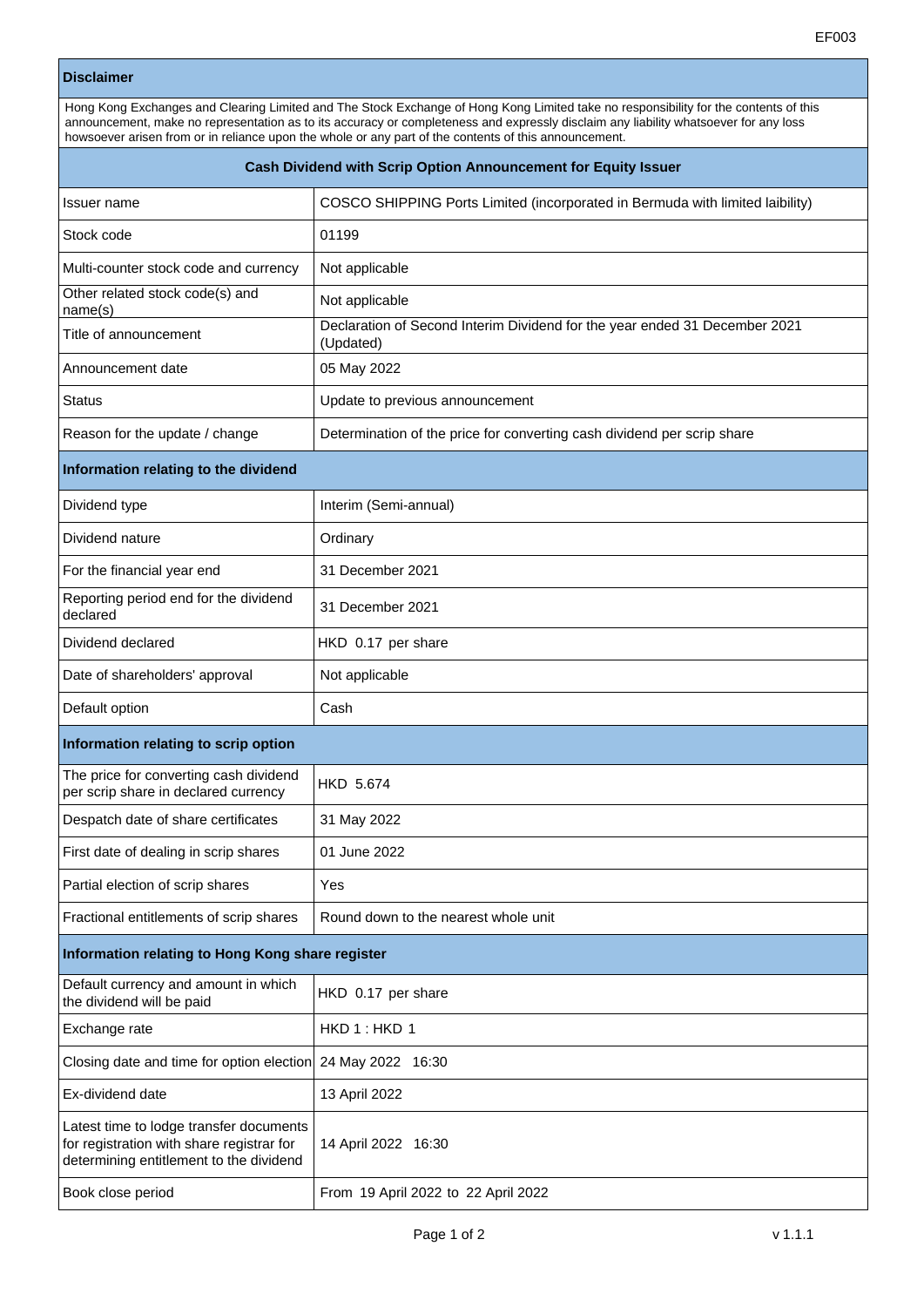EF003

## Disclaimer

Hong Kong Exchanges and Clearing Limited and The Stock Exchange of Hong Kong Limited take no responsibility for the contents of this announcement, make no representation as to its accuracy or completeness and expressly disclaim any liability whatsoever for any loss howsoever arisen from or in reliance upon the whole or any part of the contents of this announcement.

## Cash Dividend with Scrip Option Announcement for Equity Issuer

| | |
|---|---|
| Issuer name | COSCO SHIPPING Ports Limited (incorporated in Bermuda with limited laibility) |
| Stock code | 01199 |
| Multi-counter stock code and currency | Not applicable |
| Other related stock code(s) and name(s) | Not applicable |
| Title of announcement | Declaration of Second Interim Dividend for the year ended 31 December 2021 (Updated) |
| Announcement date | 05 May 2022 |
| Status | Update to previous announcement |
| Reason for the update / change | Determination of the price for converting cash dividend per scrip share |

### Information relating to the dividend

| | |
|---|---|
| Dividend type | Interim (Semi-annual) |
| Dividend nature | Ordinary |
| For the financial year end | 31 December 2021 |
| Reporting period end for the dividend declared | 31 December 2021 |
| Dividend declared | HKD 0.17 per share |
| Date of shareholders' approval | Not applicable |
| Default option | Cash |

### Information relating to scrip option

| | |
|---|---|
| The price for converting cash dividend per scrip share in declared currency | HKD 5.674 |
| Despatch date of share certificates | 31 May 2022 |
| First date of dealing in scrip shares | 01 June 2022 |
| Partial election of scrip shares | Yes |
| Fractional entitlements of scrip shares | Round down to the nearest whole unit |

### Information relating to Hong Kong share register

| | |
|---|---|
| Default currency and amount in which the dividend will be paid | HKD 0.17 per share |
| Exchange rate | HKD 1 : HKD 1 |
| Closing date and time for option election | 24 May 2022 16:30 |
| Ex-dividend date | 13 April 2022 |
| Latest time to lodge transfer documents for registration with share registrar for determining entitlement to the dividend | 14 April 2022 16:30 |
| Book close period | From 19 April 2022 to 22 April 2022 |

v 1.1.1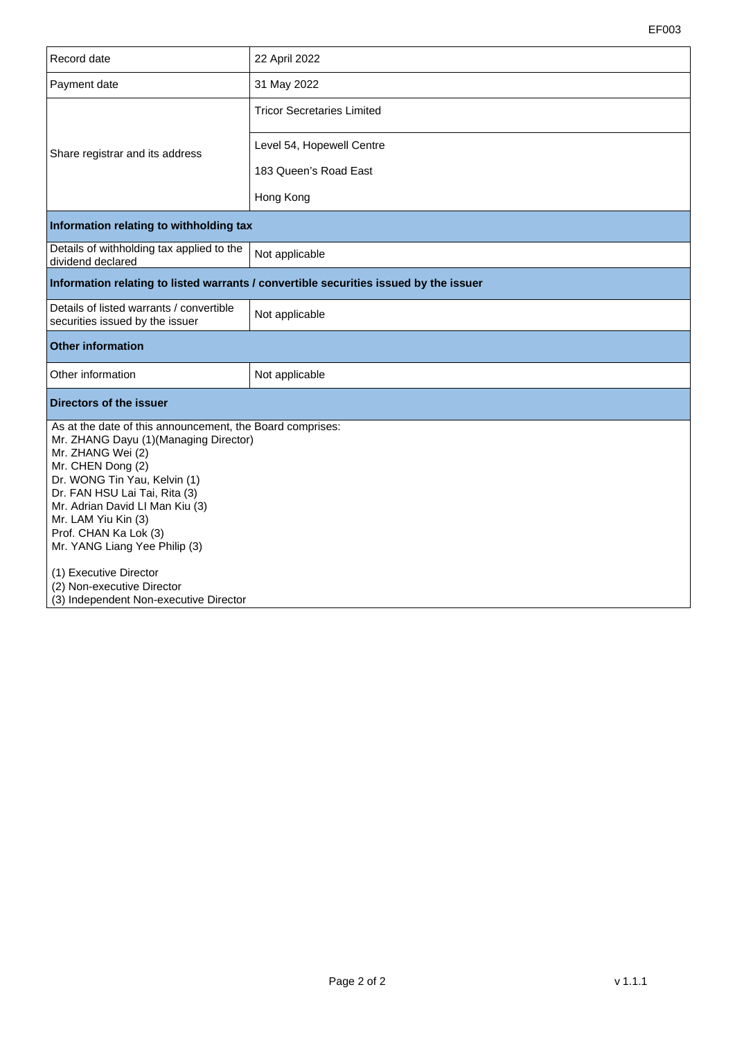| | |
|---|---|
| Record date | 22 April 2022 |
| Payment date | 31 May 2022 |
| Share registrar and its address | Tricor Secretaries Limited<br>Level 54, Hopewell Centre<br>183 Queen's Road East<br>Hong Kong |

**Information relating to withholding tax**

| | |
|---|---|
| Details of withholding tax applied to the dividend declared | Not applicable |

**Information relating to listed warrants / convertible securities issued by the issuer**

| | |
|---|---|
| Details of listed warrants / convertible securities issued by the issuer | Not applicable |

**Other information**

| | |
|---|---|
| Other information | Not applicable |

**Directors of the issuer**

As at the date of this announcement, the Board comprises:
Mr. ZHANG Dayu (1)(Managing Director)
Mr. ZHANG Wei (2)
Mr. CHEN Dong (2)
Dr. WONG Tin Yau, Kelvin (1)
Dr. FAN HSU Lai Tai, Rita (3)
Mr. Adrian David LI Man Kiu (3)
Mr. LAM Yiu Kin (3)
Prof. CHAN Ka Lok (3)
Mr. YANG Liang Yee Philip (3)

(1) Executive Director
(2) Non-executive Director
(3) Independent Non-executive Director